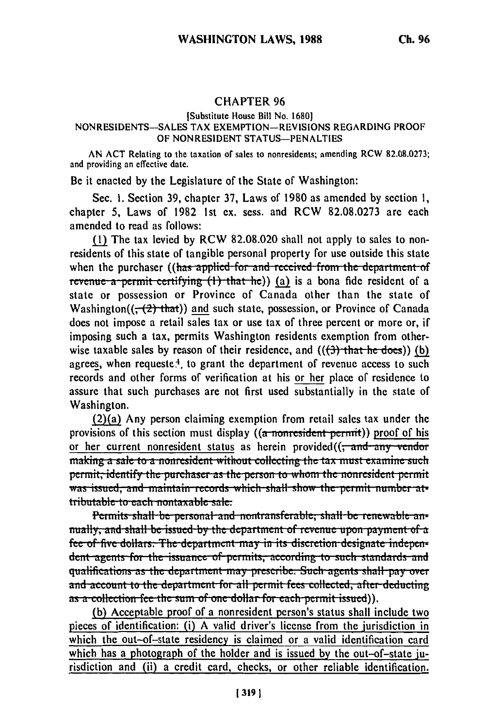## CHAPTER 96

[Substitute House Bill No. 1680]

NONRESIDENTS—SALES TAX EXEMPTION—REVISIONS REGARDING PROOF OF NONRESIDENT STATUS—PENALTIES

AN ACT Relating to the taxation of sales to nonresidents; amending RCW 82.08.0273; and providing an effective date.

Be it enacted by the Legislature of the State of Washington:

Sec. 1. Section 39, chapter 37, Laws of 1980 as amended by section 1, chapter 5, Laws of 1982 1st ex. sess. and RCW 82.08.0273 are each amended to read as follows:

(1) The tax levied by RCW 82.08.020 shall not apply to sales to nonresidents of this state of tangible personal property for use outside this state when the purchaser ((~~has applied for and received from the department of revenue a permit certifying (1) that he~~)) (a) is a bona fide resident of a state or possession or Province of Canada other than the state of Washington((~~, (2) that~~)) and such state, possession, or Province of Canada does not impose a retail sales tax or use tax of three percent or more or, if imposing such a tax, permits Washington residents exemption from otherwise taxable sales by reason of their residence, and ((~~(3) that he does~~)) (b) agrees, when requested, to grant the department of revenue access to such records and other forms of verification at his or her place of residence to assure that such purchases are not first used substantially in the state of Washington.

(2)(a) Any person claiming exemption from retail sales tax under the provisions of this section must display ((~~a nonresident permit~~)) proof of his or her current nonresident status as herein provided((~~, and any vendor making a sale to a nonresident without collecting the tax must examine such permit, identify the purchaser as the person to whom the nonresident permit was issued, and maintain records which shall show the permit number attributable to each nontaxable sale.~~

~~Permits shall be personal and nontransferable, shall be renewable annually, and shall be issued by the department of revenue upon payment of a fee of five dollars. The department may in its discretion designate independent agents for the issuance of permits, according to such standards and qualifications as the department may prescribe. Such agents shall pay over and account to the department for all permit fees collected, after deducting as a collection fee the sum of one dollar for each permit issued~~)).

(b) Acceptable proof of a nonresident person's status shall include two pieces of identification: (i) A valid driver's license from the jurisdiction in which the out-of-state residency is claimed or a valid identification card which has a photograph of the holder and is issued by the out-of-state jurisdiction and (ii) a credit card, checks, or other reliable identification.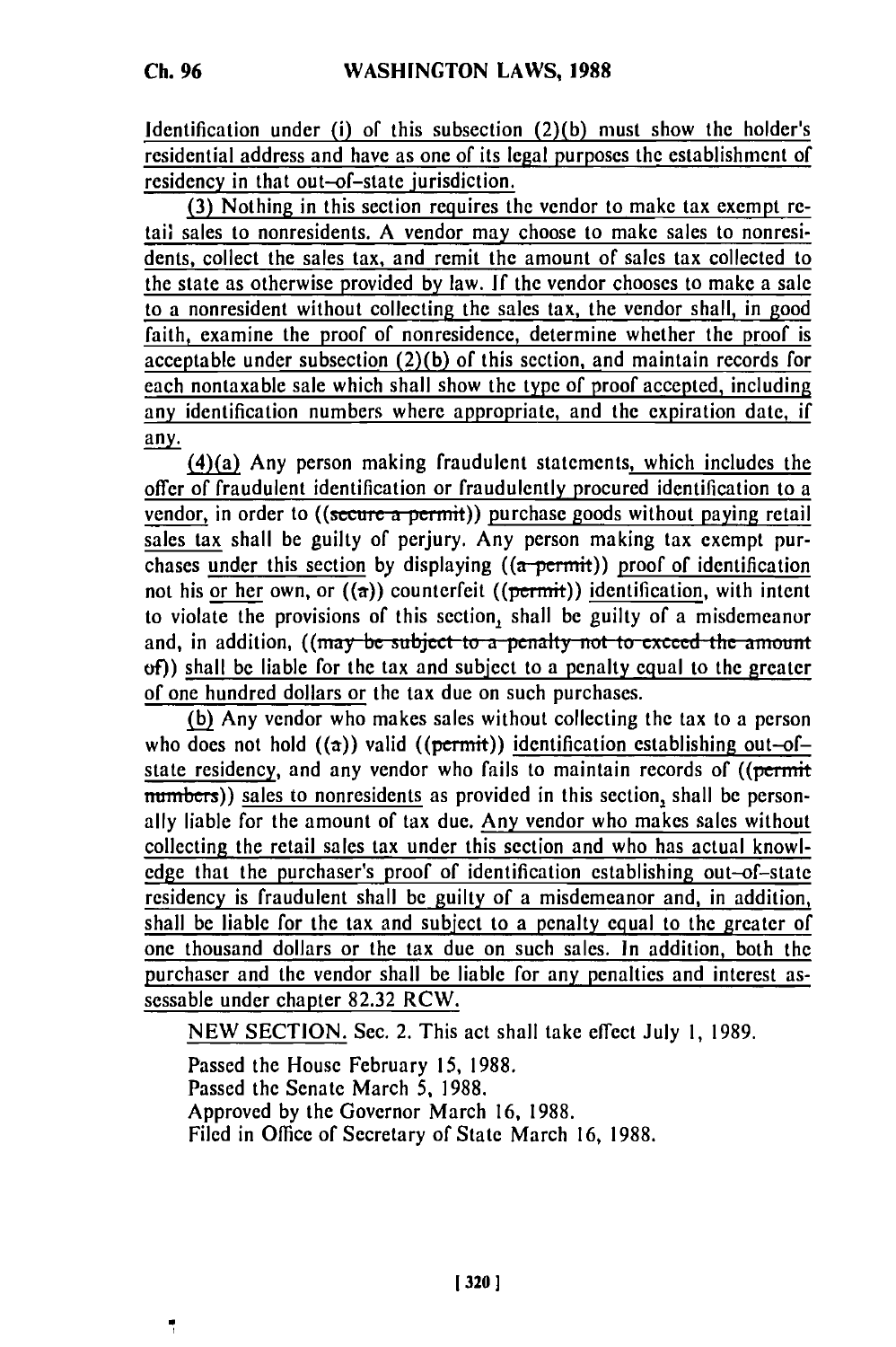Identification under (i) of this subsection (2)(b) must show the holder's residential address and have as one of its legal purposes the establishment of residency in that out-of-state jurisdiction.

(3) Nothing in this section requires the vendor to make tax exempt retail sales to nonresidents. A vendor may choose to make sales to nonresidents, collect the sales tax, and remit the amount of sales tax collected to the state as otherwise provided by law. If the vendor chooses to make a sale to a nonresident without collecting the sales tax, the vendor shall, in good faith, examine the proof of nonresidence, determine whether the proof is acceptable under subsection (2)(b) of this section, and maintain records for each nontaxable sale which shall show the type of proof accepted, including any identification numbers where appropriate, and the expiration date, if any.

(4)(a) Any person making fraudulent statements, which includes the offer of fraudulent identification or fraudulently procured identification to a vendor, in order to ((~~secure a permit~~)) purchase goods without paying retail sales tax shall be guilty of perjury. Any person making tax exempt purchases under this section by displaying ((~~a permit~~)) proof of identification not his or her own, or ((~~a~~)) counterfeit ((~~permit~~)) identification, with intent to violate the provisions of this section, shall be guilty of a misdemeanor and, in addition, ((~~may be subject to a penalty not to exceed the amount of~~)) shall be liable for the tax and subject to a penalty equal to the greater of one hundred dollars or the tax due on such purchases.

(b) Any vendor who makes sales without collecting the tax to a person who does not hold ((~~a~~)) valid ((~~permit~~)) identification establishing out-of-state residency, and any vendor who fails to maintain records of ((~~permit numbers~~)) sales to nonresidents as provided in this section, shall be personally liable for the amount of tax due. Any vendor who makes sales without collecting the retail sales tax under this section and who has actual knowledge that the purchaser's proof of identification establishing out-of-state residency is fraudulent shall be guilty of a misdemeanor and, in addition, shall be liable for the tax and subject to a penalty equal to the greater of one thousand dollars or the tax due on such sales. In addition, both the purchaser and the vendor shall be liable for any penalties and interest assessable under chapter 82.32 RCW.

NEW SECTION. Sec. 2. This act shall take effect July 1, 1989.

Passed the House February 15, 1988.
Passed the Senate March 5, 1988.
Approved by the Governor March 16, 1988.
Filed in Office of Secretary of State March 16, 1988.